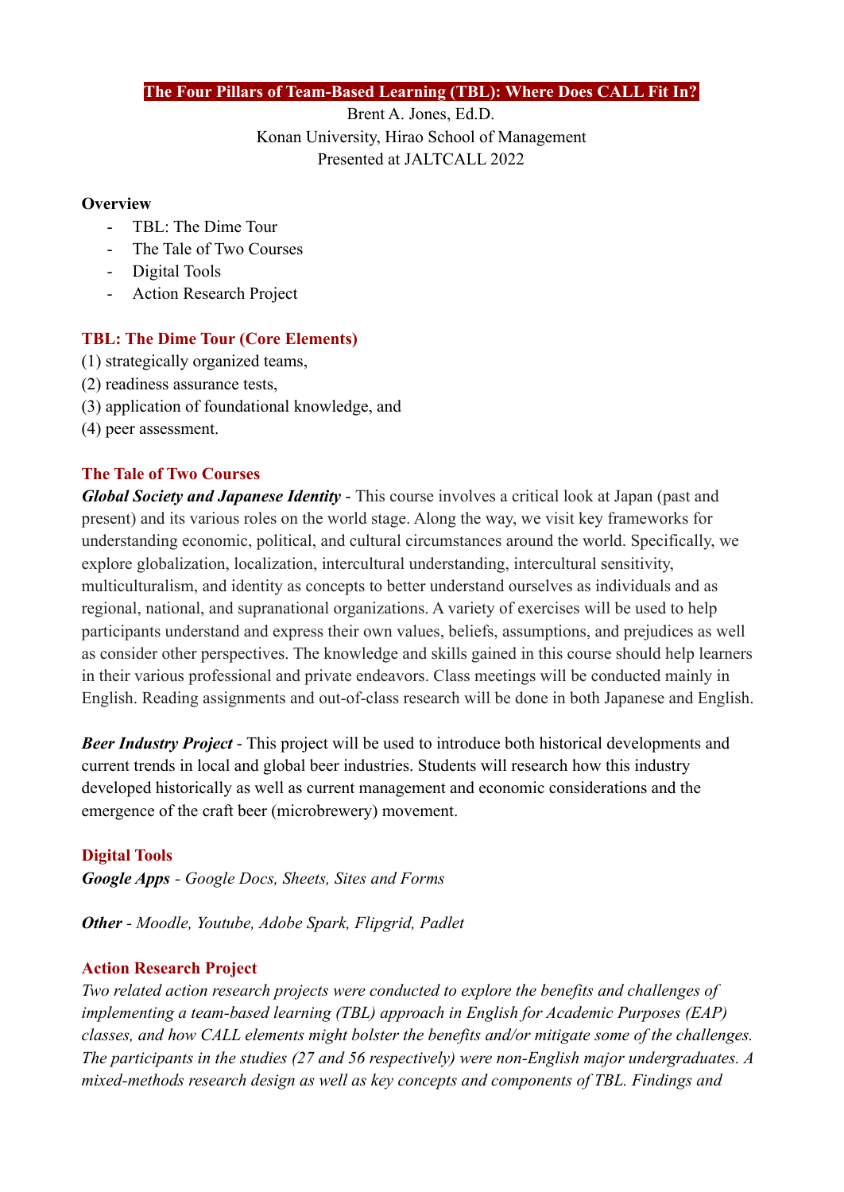# The Four Pillars of Team-Based Learning (TBL): Where Does CALL Fit In?

Brent A. Jones, Ed.D.
Konan University, Hirao School of Management
Presented at JALTCALL 2022

**Overview**

- TBL: The Dime Tour
- The Tale of Two Courses
- Digital Tools
- Action Research Project

## TBL: The Dime Tour (Core Elements)

(1) strategically organized teams,
(2) readiness assurance tests,
(3) application of foundational knowledge, and
(4) peer assessment.

## The Tale of Two Courses

***Global Society and Japanese Identity*** - This course involves a critical look at Japan (past and present) and its various roles on the world stage. Along the way, we visit key frameworks for understanding economic, political, and cultural circumstances around the world. Specifically, we explore globalization, localization, intercultural understanding, intercultural sensitivity, multiculturalism, and identity as concepts to better understand ourselves as individuals and as regional, national, and supranational organizations. A variety of exercises will be used to help participants understand and express their own values, beliefs, assumptions, and prejudices as well as consider other perspectives. The knowledge and skills gained in this course should help learners in their various professional and private endeavors. Class meetings will be conducted mainly in English. Reading assignments and out-of-class research will be done in both Japanese and English.

***Beer Industry Project*** - This project will be used to introduce both historical developments and current trends in local and global beer industries. Students will research how this industry developed historically as well as current management and economic considerations and the emergence of the craft beer (microbrewery) movement.

## Digital Tools

***Google Apps*** *- Google Docs, Sheets, Sites and Forms*

***Other*** *- Moodle, Youtube, Adobe Spark, Flipgrid, Padlet*

## Action Research Project

*Two related action research projects were conducted to explore the benefits and challenges of implementing a team-based learning (TBL) approach in English for Academic Purposes (EAP) classes, and how CALL elements might bolster the benefits and/or mitigate some of the challenges. The participants in the studies (27 and 56 respectively) were non-English major undergraduates. A mixed-methods research design as well as key concepts and components of TBL. Findings and*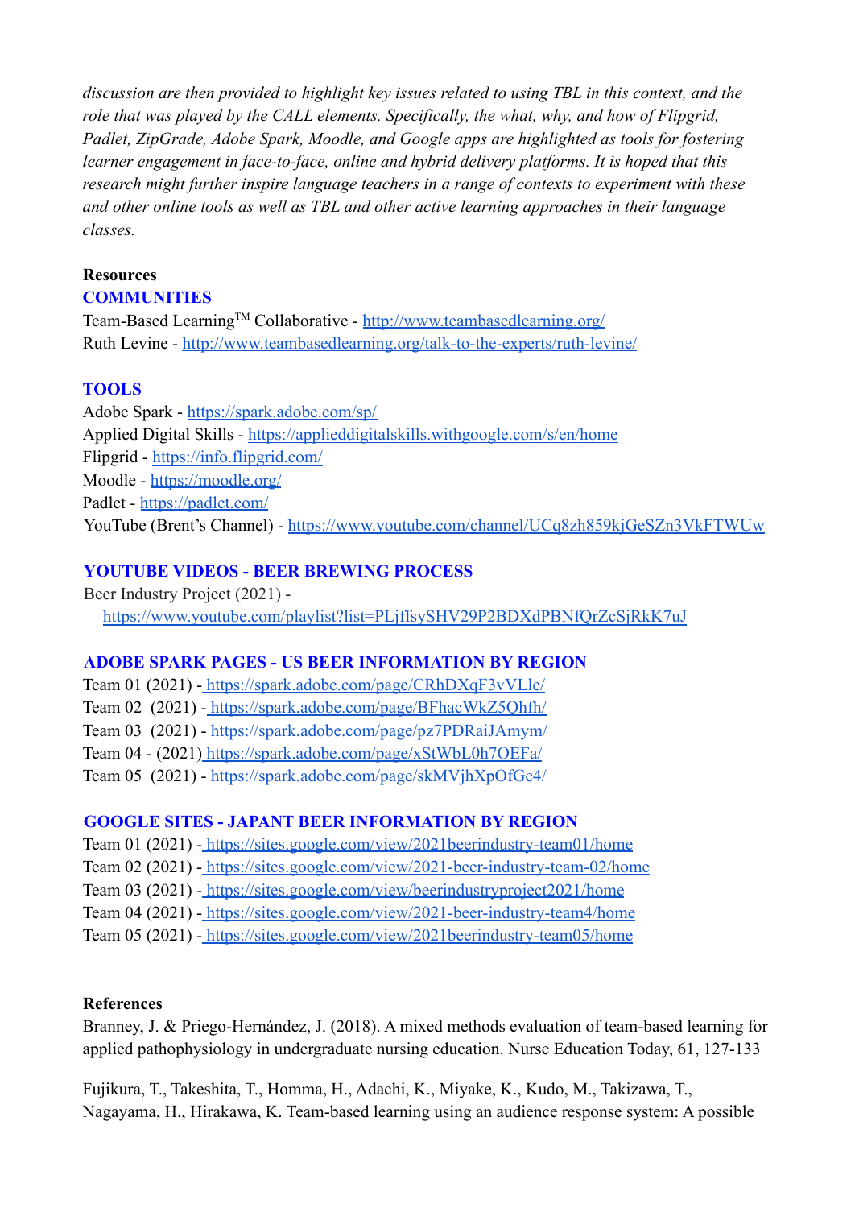*discussion are then provided to highlight key issues related to using TBL in this context, and the role that was played by the CALL elements. Specifically, the what, why, and how of Flipgrid, Padlet, ZipGrade, Adobe Spark, Moodle, and Google apps are highlighted as tools for fostering learner engagement in face-to-face, online and hybrid delivery platforms. It is hoped that this research might further inspire language teachers in a range of contexts to experiment with these and other online tools as well as TBL and other active learning approaches in their language classes.*

**Resources**

### COMMUNITIES

Team-Based Learning™ Collaborative - http://www.teambasedlearning.org/
Ruth Levine - http://www.teambasedlearning.org/talk-to-the-experts/ruth-levine/

### TOOLS

Adobe Spark - https://spark.adobe.com/sp/
Applied Digital Skills - https://applieddigitalskills.withgoogle.com/s/en/home
Flipgrid - https://info.flipgrid.com/
Moodle - https://moodle.org/
Padlet - https://padlet.com/
YouTube (Brent's Channel) - https://www.youtube.com/channel/UCq8zh859kjGeSZn3VkFTWUw

### YOUTUBE VIDEOS - BEER BREWING PROCESS

Beer Industry Project (2021) -
https://www.youtube.com/playlist?list=PLjffsySHV29P2BDXdPBNfQrZcSjRkK7uJ

### ADOBE SPARK PAGES - US BEER INFORMATION BY REGION

Team 01 (2021) - https://spark.adobe.com/page/CRhDXqF3vVLle/
Team 02 (2021) - https://spark.adobe.com/page/BFhacWkZ5Qhfh/
Team 03 (2021) - https://spark.adobe.com/page/pz7PDRaiJAmym/
Team 04 - (2021) https://spark.adobe.com/page/xStWbL0h7OEFa/
Team 05 (2021) - https://spark.adobe.com/page/skMVjhXpOfGe4/

### GOOGLE SITES - JAPANT BEER INFORMATION BY REGION

Team 01 (2021) - https://sites.google.com/view/2021beerindustry-team01/home
Team 02 (2021) - https://sites.google.com/view/2021-beer-industry-team-02/home
Team 03 (2021) - https://sites.google.com/view/beerindustryproject2021/home
Team 04 (2021) - https://sites.google.com/view/2021-beer-industry-team4/home
Team 05 (2021) - https://sites.google.com/view/2021beerindustry-team05/home

**References**

Branney, J. & Priego-Hernández, J. (2018). A mixed methods evaluation of team-based learning for applied pathophysiology in undergraduate nursing education. Nurse Education Today, 61, 127-133

Fujikura, T., Takeshita, T., Homma, H., Adachi, K., Miyake, K., Kudo, M., Takizawa, T., Nagayama, H., Hirakawa, K. Team-based learning using an audience response system: A possible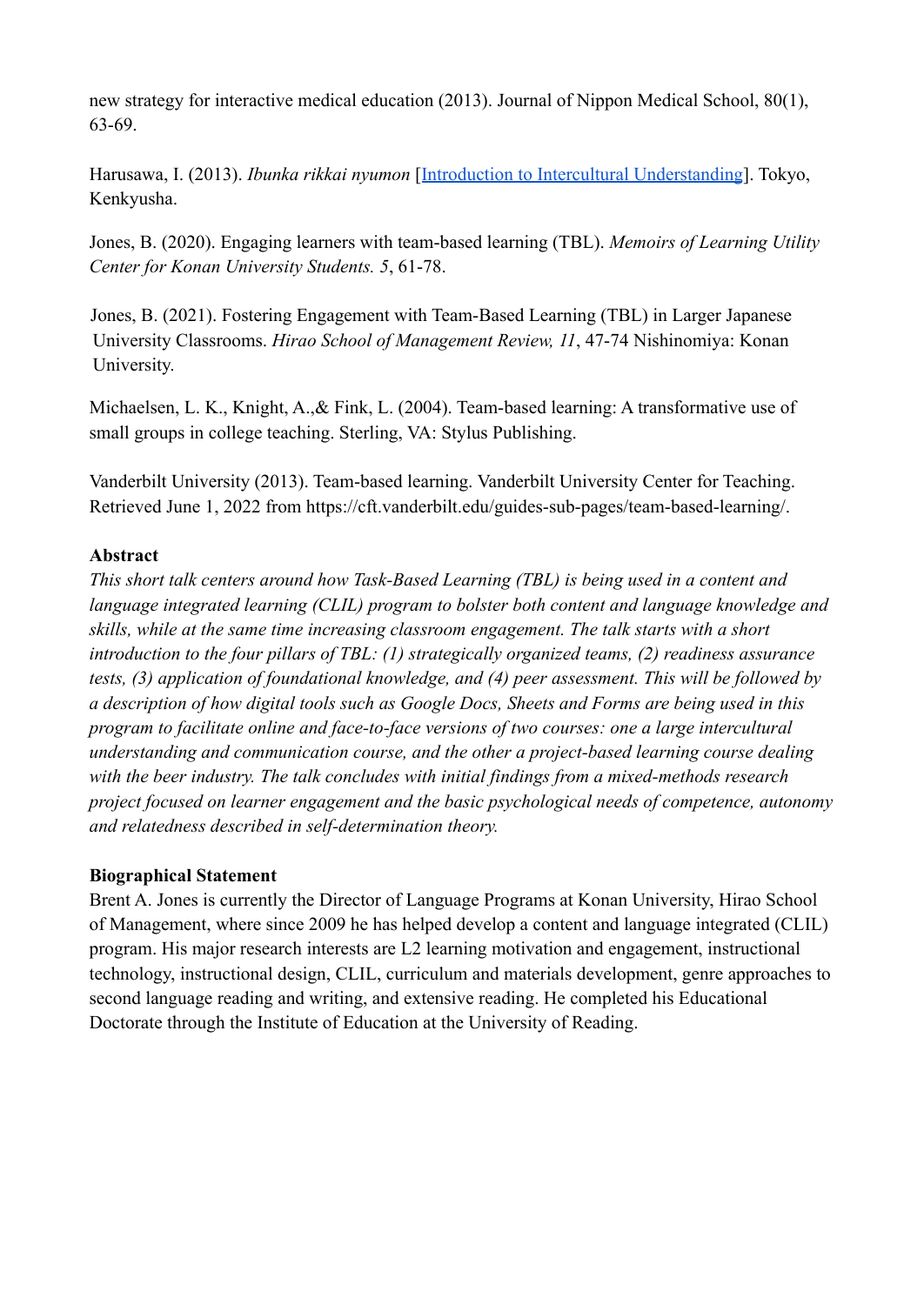new strategy for interactive medical education (2013). Journal of Nippon Medical School, 80(1), 63-69.

Harusawa, I. (2013). *Ibunka rikkai nyumon* [Introduction to Intercultural Understanding]. Tokyo, Kenkyusha.

Jones, B. (2020). Engaging learners with team-based learning (TBL). *Memoirs of Learning Utility Center for Konan University Students. 5*, 61-78.

Jones, B. (2021). Fostering Engagement with Team-Based Learning (TBL) in Larger Japanese University Classrooms. *Hirao School of Management Review, 11*, 47-74 Nishinomiya: Konan University.

Michaelsen, L. K., Knight, A.,& Fink, L. (2004). Team-based learning: A transformative use of small groups in college teaching. Sterling, VA: Stylus Publishing.

Vanderbilt University (2013). Team-based learning. Vanderbilt University Center for Teaching. Retrieved June 1, 2022 from https://cft.vanderbilt.edu/guides-sub-pages/team-based-learning/.

**Abstract**

*This short talk centers around how Task-Based Learning (TBL) is being used in a content and language integrated learning (CLIL) program to bolster both content and language knowledge and skills, while at the same time increasing classroom engagement. The talk starts with a short introduction to the four pillars of TBL: (1) strategically organized teams, (2) readiness assurance tests, (3) application of foundational knowledge, and (4) peer assessment. This will be followed by a description of how digital tools such as Google Docs, Sheets and Forms are being used in this program to facilitate online and face-to-face versions of two courses: one a large intercultural understanding and communication course, and the other a project-based learning course dealing with the beer industry. The talk concludes with initial findings from a mixed-methods research project focused on learner engagement and the basic psychological needs of competence, autonomy and relatedness described in self-determination theory.*

**Biographical Statement**

Brent A. Jones is currently the Director of Language Programs at Konan University, Hirao School of Management, where since 2009 he has helped develop a content and language integrated (CLIL) program. His major research interests are L2 learning motivation and engagement, instructional technology, instructional design, CLIL, curriculum and materials development, genre approaches to second language reading and writing, and extensive reading. He completed his Educational Doctorate through the Institute of Education at the University of Reading.